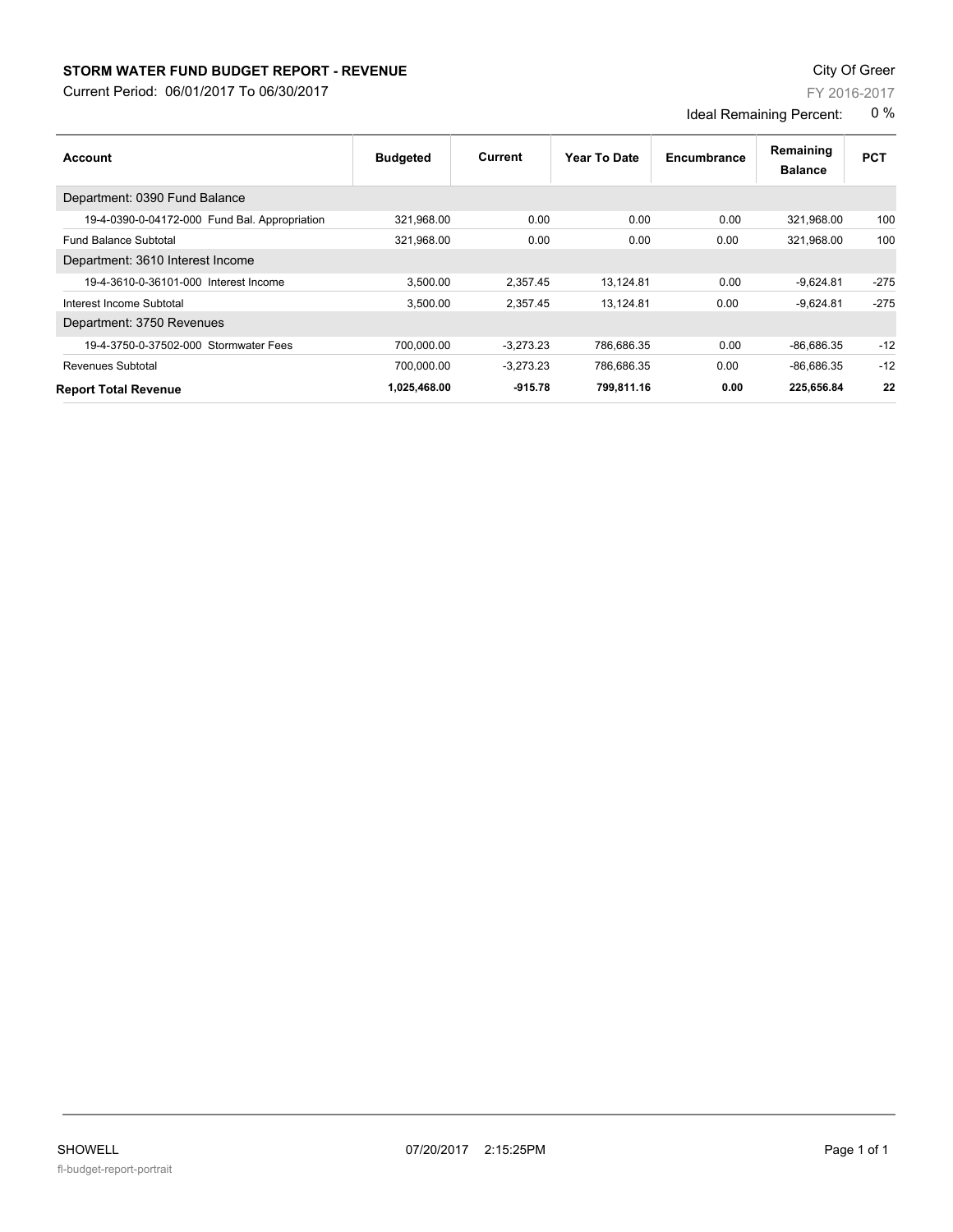# STORM WATER FUND BUDGET REPORT - REVENUE

City Of Greer

Current Period: 06/01/2017 To 06/30/2017

FY 2016-2017

Ideal Remaining Percent: 0 %

| Account | Budgeted | Current | Year To Date | Encumbrance | Remaining Balance | PCT |
|---|---|---|---|---|---|---|
| Department: 0390 Fund Balance | | | | | | |
| 19-4-0390-0-04172-000 Fund Bal. Appropriation | 321,968.00 | 0.00 | 0.00 | 0.00 | 321,968.00 | 100 |
| Fund Balance Subtotal | 321,968.00 | 0.00 | 0.00 | 0.00 | 321,968.00 | 100 |
| Department: 3610 Interest Income | | | | | | |
| 19-4-3610-0-36101-000 Interest Income | 3,500.00 | 2,357.45 | 13,124.81 | 0.00 | -9,624.81 | -275 |
| Interest Income Subtotal | 3,500.00 | 2,357.45 | 13,124.81 | 0.00 | -9,624.81 | -275 |
| Department: 3750 Revenues | | | | | | |
| 19-4-3750-0-37502-000 Stormwater Fees | 700,000.00 | -3,273.23 | 786,686.35 | 0.00 | -86,686.35 | -12 |
| Revenues Subtotal | 700,000.00 | -3,273.23 | 786,686.35 | 0.00 | -86,686.35 | -12 |
| **Report Total Revenue** | **1,025,468.00** | **-915.78** | **799,811.16** | **0.00** | **225,656.84** | **22** |

SHOWELL 07/20/2017 2:15:25PM

fl-budget-report-portrait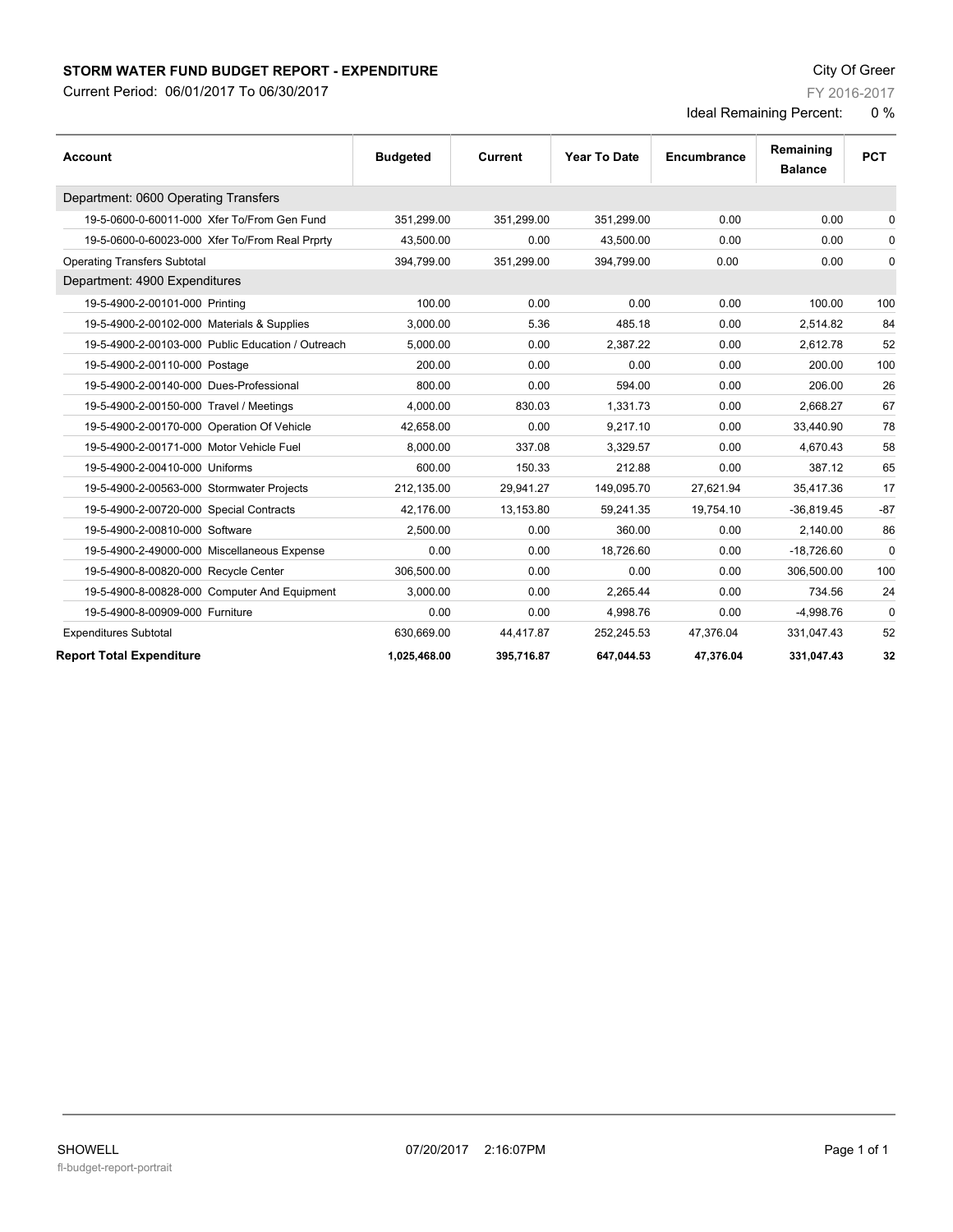**STORM WATER FUND BUDGET REPORT - EXPENDITURE**

Current Period: 06/01/2017 To 06/30/2017

City Of Greer

FY 2016-2017

Ideal Remaining Percent: 0 %

| Account | Budgeted | Current | Year To Date | Encumbrance | Remaining Balance | PCT |
|---|---|---|---|---|---|---|
| Department: 0600 Operating Transfers | | | | | | |
| 19-5-0600-0-60011-000 Xfer To/From Gen Fund | 351,299.00 | 351,299.00 | 351,299.00 | 0.00 | 0.00 | 0 |
| 19-5-0600-0-60023-000 Xfer To/From Real Prprty | 43,500.00 | 0.00 | 43,500.00 | 0.00 | 0.00 | 0 |
| Operating Transfers Subtotal | 394,799.00 | 351,299.00 | 394,799.00 | 0.00 | 0.00 | 0 |
| Department: 4900 Expenditures | | | | | | |
| 19-5-4900-2-00101-000 Printing | 100.00 | 0.00 | 0.00 | 0.00 | 100.00 | 100 |
| 19-5-4900-2-00102-000 Materials & Supplies | 3,000.00 | 5.36 | 485.18 | 0.00 | 2,514.82 | 84 |
| 19-5-4900-2-00103-000 Public Education / Outreach | 5,000.00 | 0.00 | 2,387.22 | 0.00 | 2,612.78 | 52 |
| 19-5-4900-2-00110-000 Postage | 200.00 | 0.00 | 0.00 | 0.00 | 200.00 | 100 |
| 19-5-4900-2-00140-000 Dues-Professional | 800.00 | 0.00 | 594.00 | 0.00 | 206.00 | 26 |
| 19-5-4900-2-00150-000 Travel / Meetings | 4,000.00 | 830.03 | 1,331.73 | 0.00 | 2,668.27 | 67 |
| 19-5-4900-2-00170-000 Operation Of Vehicle | 42,658.00 | 0.00 | 9,217.10 | 0.00 | 33,440.90 | 78 |
| 19-5-4900-2-00171-000 Motor Vehicle Fuel | 8,000.00 | 337.08 | 3,329.57 | 0.00 | 4,670.43 | 58 |
| 19-5-4900-2-00410-000 Uniforms | 600.00 | 150.33 | 212.88 | 0.00 | 387.12 | 65 |
| 19-5-4900-2-00563-000 Stormwater Projects | 212,135.00 | 29,941.27 | 149,095.70 | 27,621.94 | 35,417.36 | 17 |
| 19-5-4900-2-00720-000 Special Contracts | 42,176.00 | 13,153.80 | 59,241.35 | 19,754.10 | -36,819.45 | -87 |
| 19-5-4900-2-00810-000 Software | 2,500.00 | 0.00 | 360.00 | 0.00 | 2,140.00 | 86 |
| 19-5-4900-2-49000-000 Miscellaneous Expense | 0.00 | 0.00 | 18,726.60 | 0.00 | -18,726.60 | 0 |
| 19-5-4900-8-00820-000 Recycle Center | 306,500.00 | 0.00 | 0.00 | 0.00 | 306,500.00 | 100 |
| 19-5-4900-8-00828-000 Computer And Equipment | 3,000.00 | 0.00 | 2,265.44 | 0.00 | 734.56 | 24 |
| 19-5-4900-8-00909-000 Furniture | 0.00 | 0.00 | 4,998.76 | 0.00 | -4,998.76 | 0 |
| Expenditures Subtotal | 630,669.00 | 44,417.87 | 252,245.53 | 47,376.04 | 331,047.43 | 52 |
| **Report Total Expenditure** | **1,025,468.00** | **395,716.87** | **647,044.53** | **47,376.04** | **331,047.43** | **32** |

SHOWELL 07/20/2017 2:16:07PM

fl-budget-report-portrait